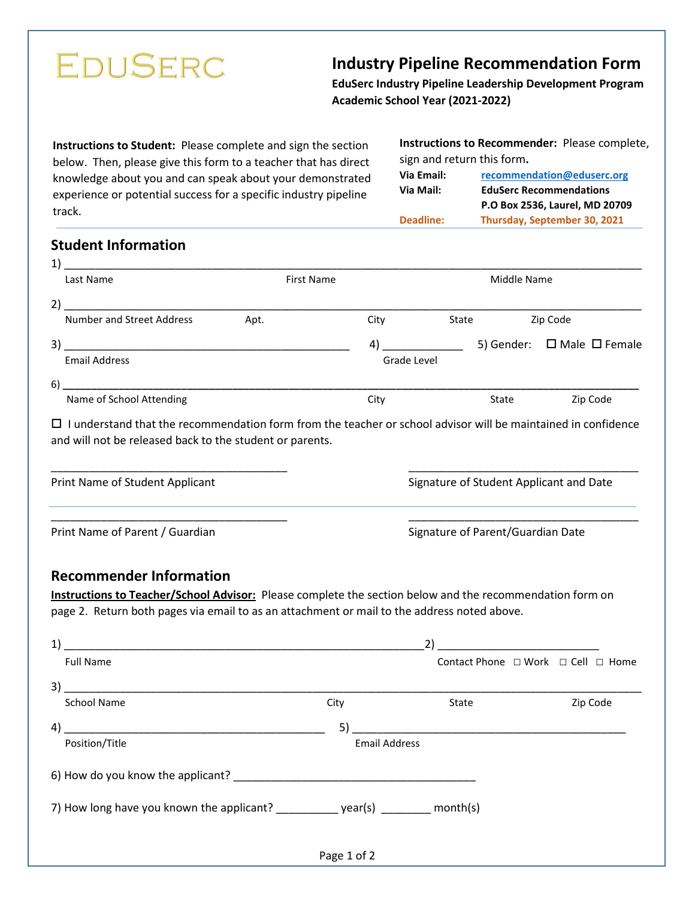EDUSERC

# Industry Pipeline Recommendation Form

**EduSerc Industry Pipeline Leadership Development Program**
**Academic School Year (2021-2022)**

**Instructions to Student:** Please complete and sign the section below. Then, please give this form to a teacher that has direct knowledge about you and can speak about your demonstrated experience or potential success for a specific industry pipeline track.

**Instructions to Recommender:** Please complete, sign and return this form.

**Via Email:** recommendation@eduserc.org
**Via Mail:** EduSerc Recommendations
P.O Box 2536, Laurel, MD 20709
**Deadline:** **Thursday, September 30, 2021**

## Student Information

1) ____________________________________________________________
Last Name　　First Name　　Middle Name

2) ____________________________________________________________
Number and Street Address　　Apt.　　City　　State　　Zip Code

3) ______________________________　4) __________　5) Gender: ☐ Male ☐ Female
Email Address　　Grade Level

6) ____________________________________________________________
Name of School Attending　　City　　State　　Zip Code

☐ I understand that the recommendation form from the teacher or school advisor will be maintained in confidence and will not be released back to the student or parents.

______________________________　　______________________________
Print Name of Student Applicant　　Signature of Student Applicant and Date

______________________________　　______________________________
Print Name of Parent / Guardian　　Signature of Parent/Guardian Date

## Recommender Information

**Instructions to Teacher/School Advisor:** Please complete the section below and the recommendation form on page 2. Return both pages via email to as an attachment or mail to the address noted above.

1) ______________________________________　2) ____________________
Full Name　　Contact Phone ☐ Work ☐ Cell ☐ Home

3) ____________________________________________________________
School Name　　City　　State　　Zip Code

4) ______________________________　5) ______________________________
Position/Title　　Email Address

6) How do you know the applicant? ______________________________

7) How long have you known the applicant? __________ year(s) ________ month(s)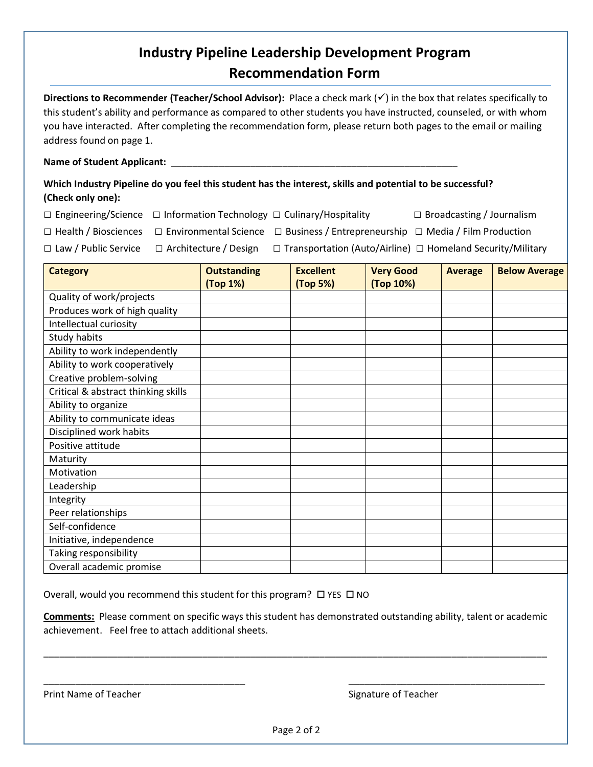# Industry Pipeline Leadership Development Program
## Recommendation Form

**Directions to Recommender (Teacher/School Advisor):** Place a check mark (✓) in the box that relates specifically to this student's ability and performance as compared to other students you have instructed, counseled, or with whom you have interacted. After completing the recommendation form, please return both pages to the email or mailing address found on page 1.

**Name of Student Applicant:** ________________________________________________________

**Which Industry Pipeline do you feel this student has the interest, skills and potential to be successful? (Check only one):**

☐ Engineering/Science ☐ Information Technology ☐ Culinary/Hospitality ☐ Broadcasting / Journalism

☐ Health / Biosciences ☐ Environmental Science ☐ Business / Entrepreneurship ☐ Media / Film Production

☐ Law / Public Service ☐ Architecture / Design ☐ Transportation (Auto/Airline) ☐ Homeland Security/Military

| Category | Outstanding (Top 1%) | Excellent (Top 5%) | Very Good (Top 10%) | Average | Below Average |
|---|---|---|---|---|---|
| Quality of work/projects | | | | | |
| Produces work of high quality | | | | | |
| Intellectual curiosity | | | | | |
| Study habits | | | | | |
| Ability to work independently | | | | | |
| Ability to work cooperatively | | | | | |
| Creative problem-solving | | | | | |
| Critical & abstract thinking skills | | | | | |
| Ability to organize | | | | | |
| Ability to communicate ideas | | | | | |
| Disciplined work habits | | | | | |
| Positive attitude | | | | | |
| Maturity | | | | | |
| Motivation | | | | | |
| Leadership | | | | | |
| Integrity | | | | | |
| Peer relationships | | | | | |
| Self-confidence | | | | | |
| Initiative, independence | | | | | |
| Taking responsibility | | | | | |
| Overall academic promise | | | | | |

Overall, would you recommend this student for this program? ☐ YES ☐ NO

**Comments:** Please comment on specific ways this student has demonstrated outstanding ability, talent or academic achievement. Feel free to attach additional sheets.

____________________________________________________________________________________________

______________________________________ ______________________________________

Print Name of Teacher Signature of Teacher